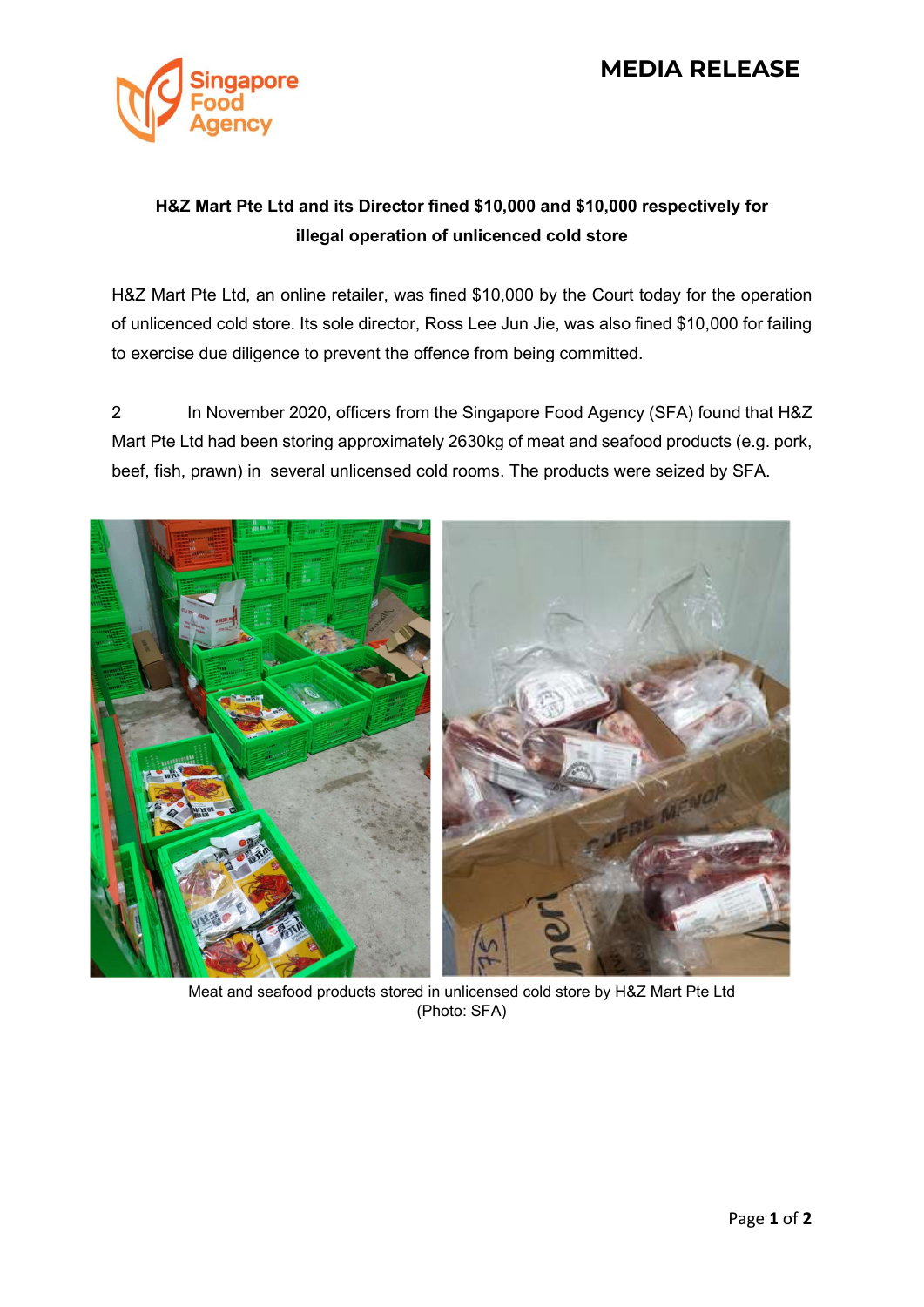MEDIA RELEASE

**H&Z Mart Pte Ltd and its Director fined $10,000 and $10,000 respectively for illegal operation of unlicenced cold store**

H&Z Mart Pte Ltd, an online retailer, was fined $10,000 by the Court today for the operation of unlicenced cold store. Its sole director, Ross Lee Jun Jie, was also fined $10,000 for failing to exercise due diligence to prevent the offence from being committed.

2 In November 2020, officers from the Singapore Food Agency (SFA) found that H&Z Mart Pte Ltd had been storing approximately 2630kg of meat and seafood products (e.g. pork, beef, fish, prawn) in several unlicensed cold rooms. The products were seized by SFA.

Meat and seafood products stored in unlicensed cold store by H&Z Mart Pte Ltd
(Photo: SFA)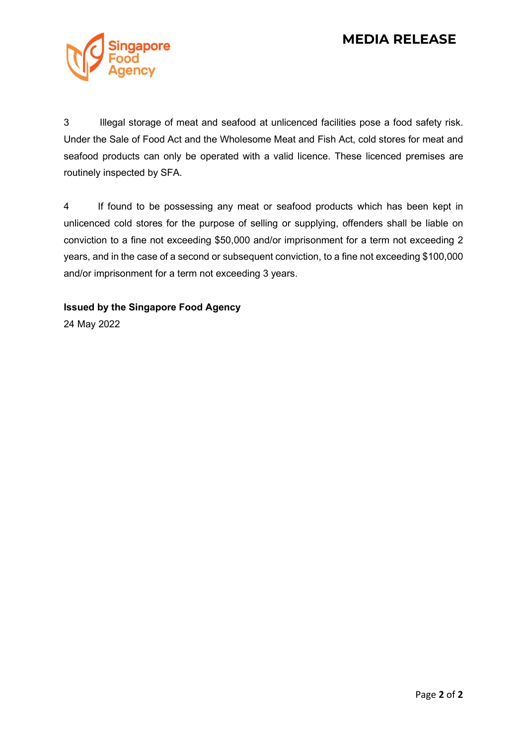3 Illegal storage of meat and seafood at unlicenced facilities pose a food safety risk. Under the Sale of Food Act and the Wholesome Meat and Fish Act, cold stores for meat and seafood products can only be operated with a valid licence. These licenced premises are routinely inspected by SFA.

4 If found to be possessing any meat or seafood products which has been kept in unlicenced cold stores for the purpose of selling or supplying, offenders shall be liable on conviction to a fine not exceeding $50,000 and/or imprisonment for a term not exceeding 2 years, and in the case of a second or subsequent conviction, to a fine not exceeding $100,000 and/or imprisonment for a term not exceeding 3 years.

**Issued by the Singapore Food Agency**
24 May 2022